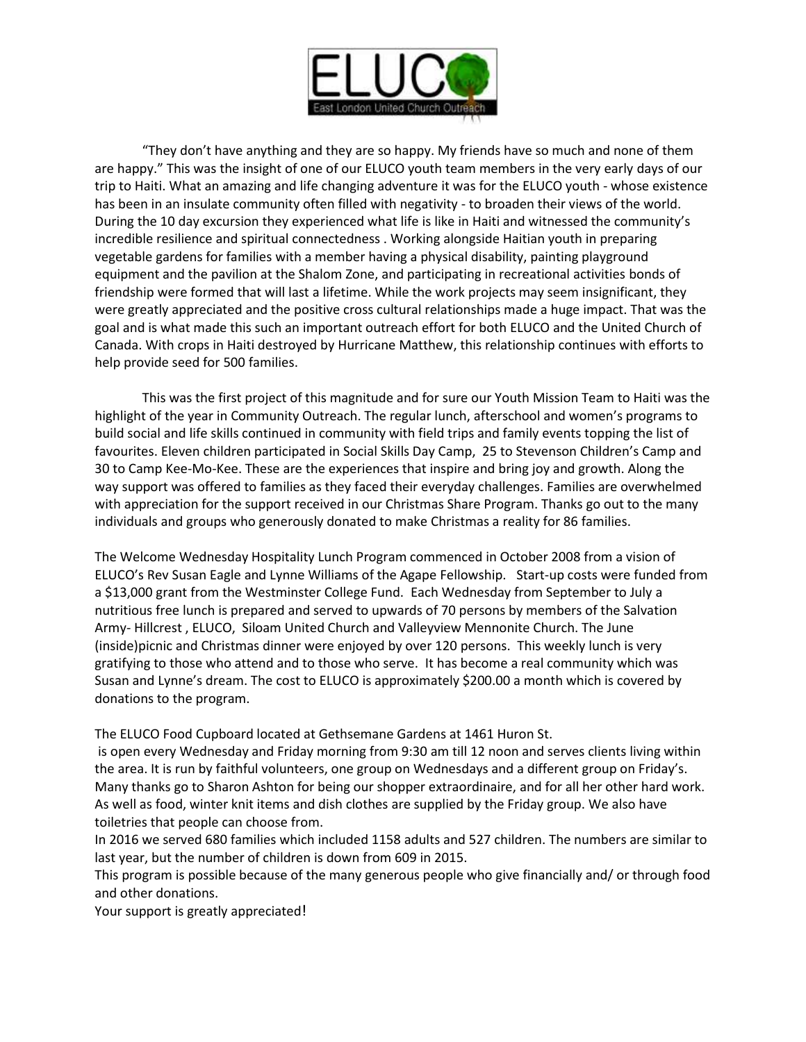ELUCO

East London United Church Outreach

"They don't have anything and they are so happy. My friends have so much and none of them are happy." This was the insight of one of our ELUCO youth team members in the very early days of our trip to Haiti. What an amazing and life changing adventure it was for the ELUCO youth - whose existence has been in an insulate community often filled with negativity - to broaden their views of the world. During the 10 day excursion they experienced what life is like in Haiti and witnessed the community's incredible resilience and spiritual connectedness . Working alongside Haitian youth in preparing vegetable gardens for families with a member having a physical disability, painting playground equipment and the pavilion at the Shalom Zone, and participating in recreational activities bonds of friendship were formed that will last a lifetime. While the work projects may seem insignificant, they were greatly appreciated and the positive cross cultural relationships made a huge impact. That was the goal and is what made this such an important outreach effort for both ELUCO and the United Church of Canada. With crops in Haiti destroyed by Hurricane Matthew, this relationship continues with efforts to help provide seed for 500 families.

This was the first project of this magnitude and for sure our Youth Mission Team to Haiti was the highlight of the year in Community Outreach. The regular lunch, afterschool and women's programs to build social and life skills continued in community with field trips and family events topping the list of favourites. Eleven children participated in Social Skills Day Camp, 25 to Stevenson Children's Camp and 30 to Camp Kee-Mo-Kee. These are the experiences that inspire and bring joy and growth. Along the way support was offered to families as they faced their everyday challenges. Families are overwhelmed with appreciation for the support received in our Christmas Share Program. Thanks go out to the many individuals and groups who generously donated to make Christmas a reality for 86 families.

The Welcome Wednesday Hospitality Lunch Program commenced in October 2008 from a vision of ELUCO's Rev Susan Eagle and Lynne Williams of the Agape Fellowship. Start-up costs were funded from a $13,000 grant from the Westminster College Fund. Each Wednesday from September to July a nutritious free lunch is prepared and served to upwards of 70 persons by members of the Salvation Army- Hillcrest , ELUCO, Siloam United Church and Valleyview Mennonite Church. The June (inside)picnic and Christmas dinner were enjoyed by over 120 persons. This weekly lunch is very gratifying to those who attend and to those who serve. It has become a real community which was Susan and Lynne's dream. The cost to ELUCO is approximately $200.00 a month which is covered by donations to the program.

The ELUCO Food Cupboard located at Gethsemane Gardens at 1461 Huron St. is open every Wednesday and Friday morning from 9:30 am till 12 noon and serves clients living within the area. It is run by faithful volunteers, one group on Wednesdays and a different group on Friday's. Many thanks go to Sharon Ashton for being our shopper extraordinaire, and for all her other hard work. As well as food, winter knit items and dish clothes are supplied by the Friday group. We also have toiletries that people can choose from.

In 2016 we served 680 families which included 1158 adults and 527 children. The numbers are similar to last year, but the number of children is down from 609 in 2015.

This program is possible because of the many generous people who give financially and/ or through food and other donations.

Your support is greatly appreciated!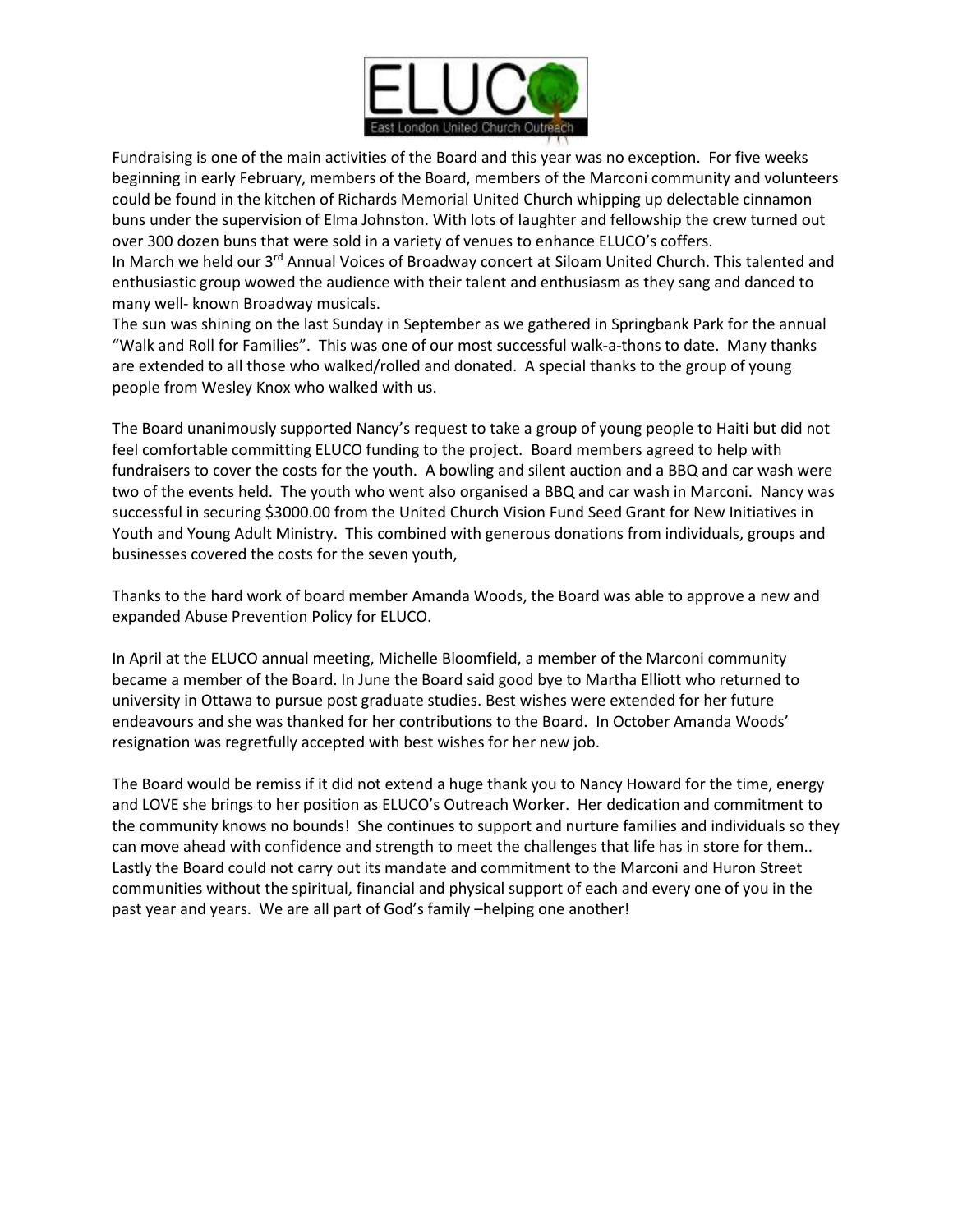Fundraising is one of the main activities of the Board and this year was no exception. For five weeks beginning in early February, members of the Board, members of the Marconi community and volunteers could be found in the kitchen of Richards Memorial United Church whipping up delectable cinnamon buns under the supervision of Elma Johnston. With lots of laughter and fellowship the crew turned out over 300 dozen buns that were sold in a variety of venues to enhance ELUCO's coffers.
In March we held our 3rd Annual Voices of Broadway concert at Siloam United Church. This talented and enthusiastic group wowed the audience with their talent and enthusiasm as they sang and danced to many well- known Broadway musicals.
The sun was shining on the last Sunday in September as we gathered in Springbank Park for the annual "Walk and Roll for Families". This was one of our most successful walk-a-thons to date. Many thanks are extended to all those who walked/rolled and donated. A special thanks to the group of young people from Wesley Knox who walked with us.

The Board unanimously supported Nancy's request to take a group of young people to Haiti but did not feel comfortable committing ELUCO funding to the project. Board members agreed to help with fundraisers to cover the costs for the youth. A bowling and silent auction and a BBQ and car wash were two of the events held. The youth who went also organised a BBQ and car wash in Marconi. Nancy was successful in securing $3000.00 from the United Church Vision Fund Seed Grant for New Initiatives in Youth and Young Adult Ministry. This combined with generous donations from individuals, groups and businesses covered the costs for the seven youth,

Thanks to the hard work of board member Amanda Woods, the Board was able to approve a new and expanded Abuse Prevention Policy for ELUCO.

In April at the ELUCO annual meeting, Michelle Bloomfield, a member of the Marconi community became a member of the Board. In June the Board said good bye to Martha Elliott who returned to university in Ottawa to pursue post graduate studies. Best wishes were extended for her future endeavours and she was thanked for her contributions to the Board. In October Amanda Woods' resignation was regretfully accepted with best wishes for her new job.

The Board would be remiss if it did not extend a huge thank you to Nancy Howard for the time, energy and LOVE she brings to her position as ELUCO's Outreach Worker. Her dedication and commitment to the community knows no bounds! She continues to support and nurture families and individuals so they can move ahead with confidence and strength to meet the challenges that life has in store for them..
Lastly the Board could not carry out its mandate and commitment to the Marconi and Huron Street communities without the spiritual, financial and physical support of each and every one of you in the past year and years. We are all part of God's family –helping one another!